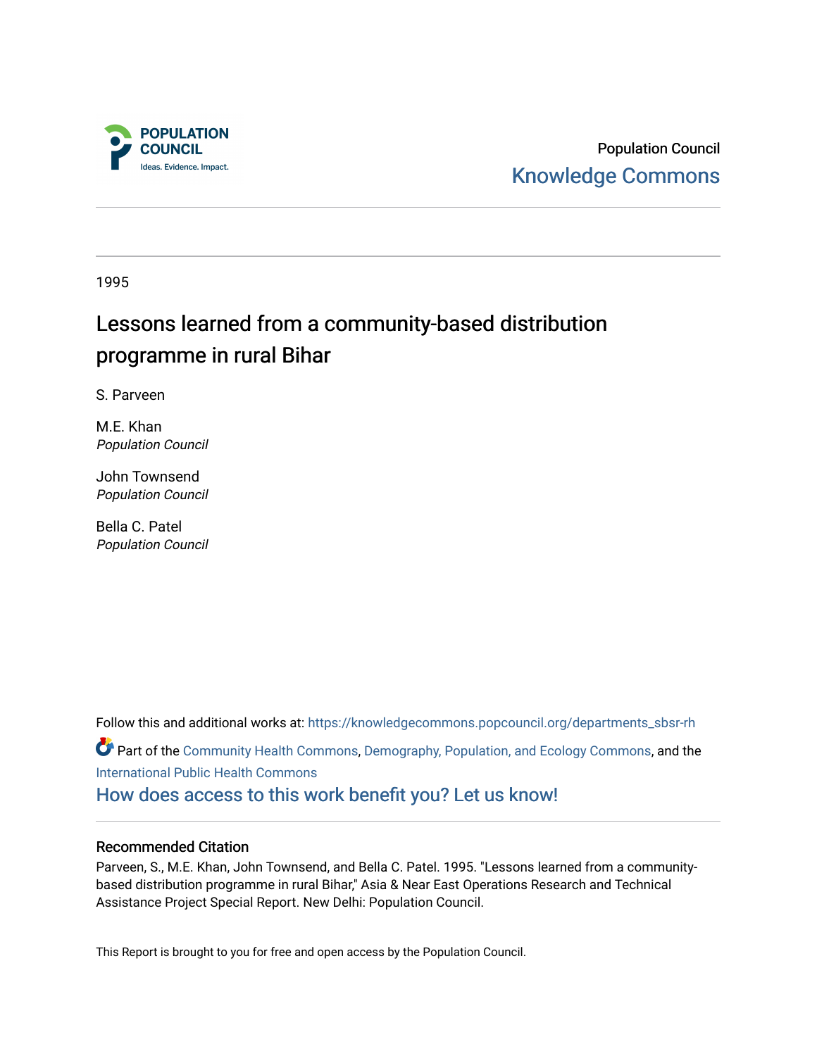POPULATION COUNCIL

Ideas. Evidence. Impact.

Population Council

Knowledge Commons

1995

# Lessons learned from a community-based distribution programme in rural Bihar

S. Parveen

M.E. Khan
*Population Council*

John Townsend
*Population Council*

Bella C. Patel
*Population Council*

Follow this and additional works at: https://knowledgecommons.popcouncil.org/departments_sbsr-rh

Part of the Community Health Commons, Demography, Population, and Ecology Commons, and the International Public Health Commons

How does access to this work benefit you? Let us know!

## Recommended Citation

Parveen, S., M.E. Khan, John Townsend, and Bella C. Patel. 1995. "Lessons learned from a community-based distribution programme in rural Bihar," Asia & Near East Operations Research and Technical Assistance Project Special Report. New Delhi: Population Council.

This Report is brought to you for free and open access by the Population Council.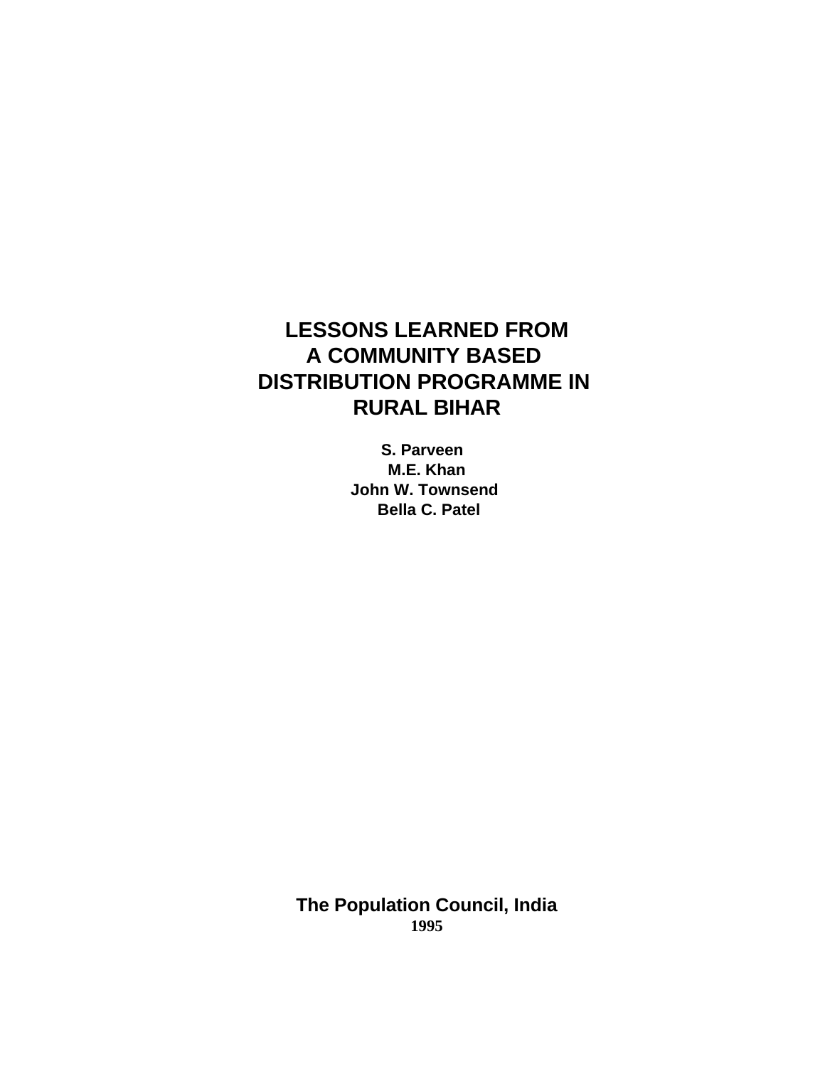# LESSONS LEARNED FROM A COMMUNITY BASED DISTRIBUTION PROGRAMME IN RURAL BIHAR

**S. Parveen**
**M.E. Khan**
**John W. Townsend**
**Bella C. Patel**

**The Population Council, India**
**1995**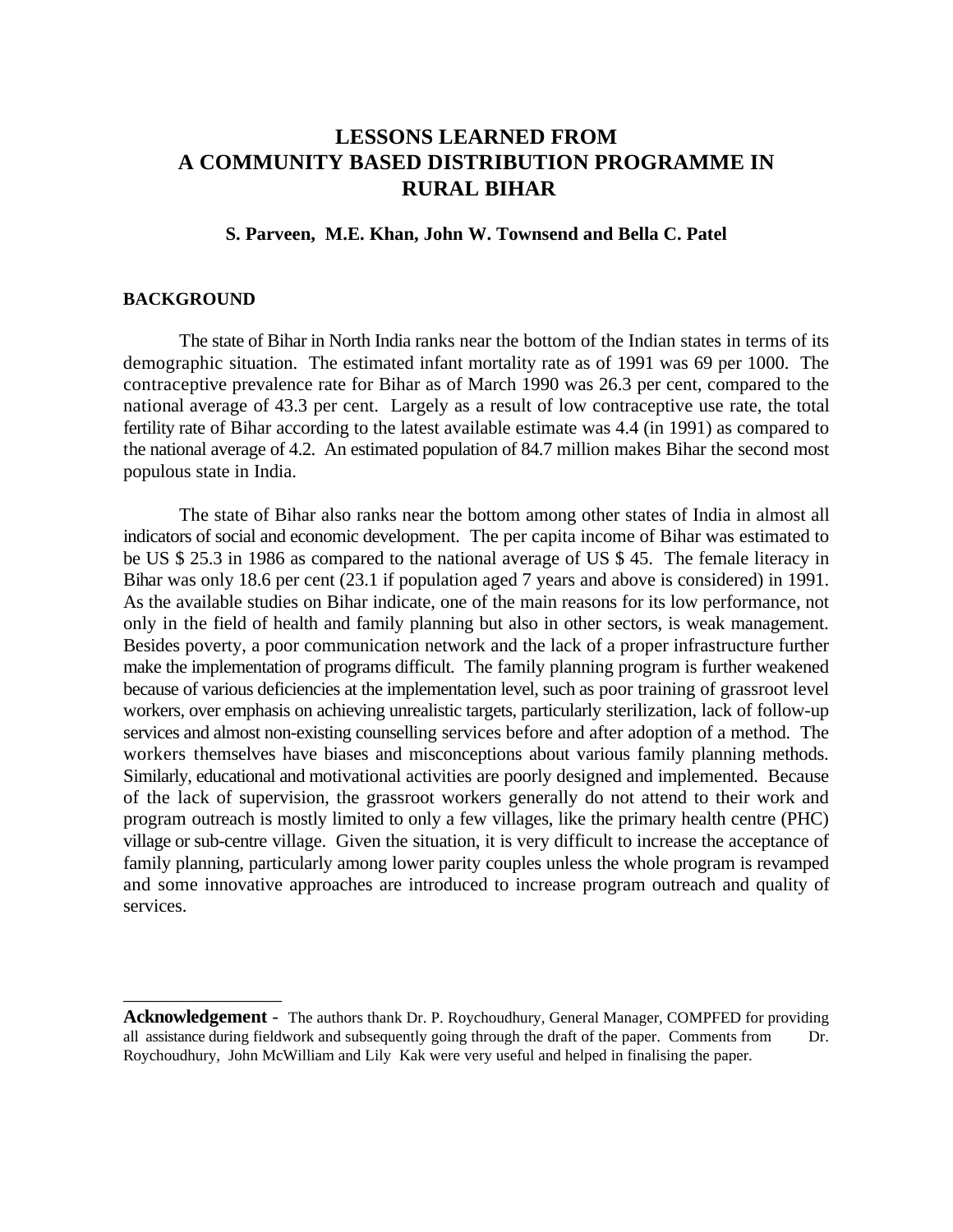# LESSONS LEARNED FROM A COMMUNITY BASED DISTRIBUTION PROGRAMME IN RURAL BIHAR

**S. Parveen, M.E. Khan, John W. Townsend and Bella C. Patel**

## BACKGROUND

The state of Bihar in North India ranks near the bottom of the Indian states in terms of its demographic situation. The estimated infant mortality rate as of 1991 was 69 per 1000. The contraceptive prevalence rate for Bihar as of March 1990 was 26.3 per cent, compared to the national average of 43.3 per cent. Largely as a result of low contraceptive use rate, the total fertility rate of Bihar according to the latest available estimate was 4.4 (in 1991) as compared to the national average of 4.2. An estimated population of 84.7 million makes Bihar the second most populous state in India.

The state of Bihar also ranks near the bottom among other states of India in almost all indicators of social and economic development. The per capita income of Bihar was estimated to be US $ 25.3 in 1986 as compared to the national average of US $ 45. The female literacy in Bihar was only 18.6 per cent (23.1 if population aged 7 years and above is considered) in 1991. As the available studies on Bihar indicate, one of the main reasons for its low performance, not only in the field of health and family planning but also in other sectors, is weak management. Besides poverty, a poor communication network and the lack of a proper infrastructure further make the implementation of programs difficult. The family planning program is further weakened because of various deficiencies at the implementation level, such as poor training of grassroot level workers, over emphasis on achieving unrealistic targets, particularly sterilization, lack of follow-up services and almost non-existing counselling services before and after adoption of a method. The workers themselves have biases and misconceptions about various family planning methods. Similarly, educational and motivational activities are poorly designed and implemented. Because of the lack of supervision, the grassroot workers generally do not attend to their work and program outreach is mostly limited to only a few villages, like the primary health centre (PHC) village or sub-centre village. Given the situation, it is very difficult to increase the acceptance of family planning, particularly among lower parity couples unless the whole program is revamped and some innovative approaches are introduced to increase program outreach and quality of services.

---

**Acknowledgement** - The authors thank Dr. P. Roychoudhury, General Manager, COMPFED for providing all assistance during fieldwork and subsequently going through the draft of the paper. Comments from Dr. Roychoudhury, John McWilliam and Lily Kak were very useful and helped in finalising the paper.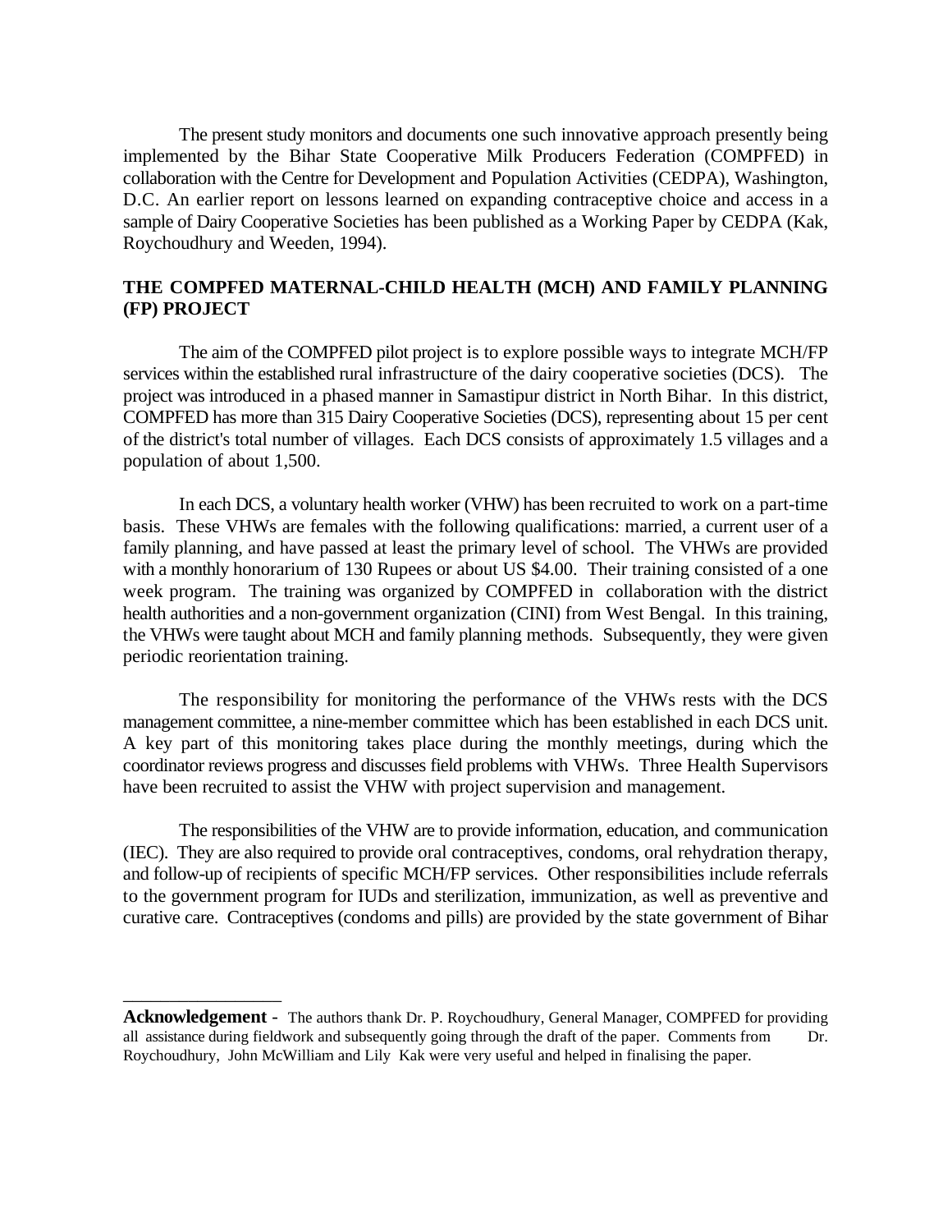The present study monitors and documents one such innovative approach presently being implemented by the Bihar State Cooperative Milk Producers Federation (COMPFED) in collaboration with the Centre for Development and Population Activities (CEDPA), Washington, D.C. An earlier report on lessons learned on expanding contraceptive choice and access in a sample of Dairy Cooperative Societies has been published as a Working Paper by CEDPA (Kak, Roychoudhury and Weeden, 1994).

## THE COMPFED MATERNAL-CHILD HEALTH (MCH) AND FAMILY PLANNING (FP) PROJECT

The aim of the COMPFED pilot project is to explore possible ways to integrate MCH/FP services within the established rural infrastructure of the dairy cooperative societies (DCS). The project was introduced in a phased manner in Samastipur district in North Bihar. In this district, COMPFED has more than 315 Dairy Cooperative Societies (DCS), representing about 15 per cent of the district's total number of villages. Each DCS consists of approximately 1.5 villages and a population of about 1,500.

In each DCS, a voluntary health worker (VHW) has been recruited to work on a part-time basis. These VHWs are females with the following qualifications: married, a current user of a family planning, and have passed at least the primary level of school. The VHWs are provided with a monthly honorarium of 130 Rupees or about US $4.00. Their training consisted of a one week program. The training was organized by COMPFED in collaboration with the district health authorities and a non-government organization (CINI) from West Bengal. In this training, the VHWs were taught about MCH and family planning methods. Subsequently, they were given periodic reorientation training.

The responsibility for monitoring the performance of the VHWs rests with the DCS management committee, a nine-member committee which has been established in each DCS unit. A key part of this monitoring takes place during the monthly meetings, during which the coordinator reviews progress and discusses field problems with VHWs. Three Health Supervisors have been recruited to assist the VHW with project supervision and management.

The responsibilities of the VHW are to provide information, education, and communication (IEC). They are also required to provide oral contraceptives, condoms, oral rehydration therapy, and follow-up of recipients of specific MCH/FP services. Other responsibilities include referrals to the government program for IUDs and sterilization, immunization, as well as preventive and curative care. Contraceptives (condoms and pills) are provided by the state government of Bihar

---

**Acknowledgement** - The authors thank Dr. P. Roychoudhury, General Manager, COMPFED for providing all assistance during fieldwork and subsequently going through the draft of the paper. Comments from Dr. Roychoudhury, John McWilliam and Lily Kak were very useful and helped in finalising the paper.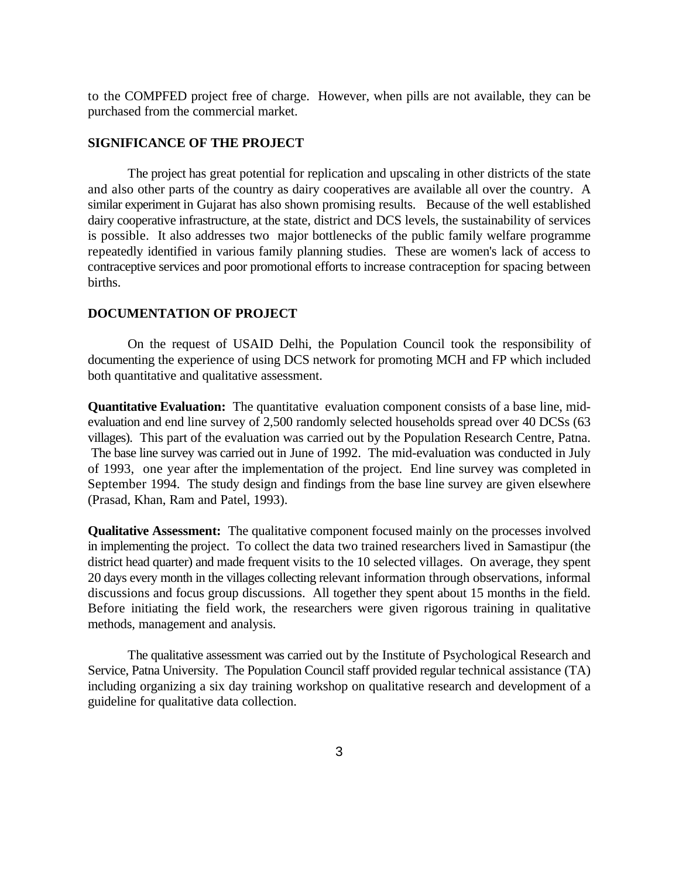to the COMPFED project free of charge. However, when pills are not available, they can be purchased from the commercial market.

## SIGNIFICANCE OF THE PROJECT

The project has great potential for replication and upscaling in other districts of the state and also other parts of the country as dairy cooperatives are available all over the country. A similar experiment in Gujarat has also shown promising results. Because of the well established dairy cooperative infrastructure, at the state, district and DCS levels, the sustainability of services is possible. It also addresses two major bottlenecks of the public family welfare programme repeatedly identified in various family planning studies. These are women's lack of access to contraceptive services and poor promotional efforts to increase contraception for spacing between births.

## DOCUMENTATION OF PROJECT

On the request of USAID Delhi, the Population Council took the responsibility of documenting the experience of using DCS network for promoting MCH and FP which included both quantitative and qualitative assessment.

**Quantitative Evaluation:** The quantitative evaluation component consists of a base line, mid-evaluation and end line survey of 2,500 randomly selected households spread over 40 DCSs (63 villages). This part of the evaluation was carried out by the Population Research Centre, Patna. The base line survey was carried out in June of 1992. The mid-evaluation was conducted in July of 1993, one year after the implementation of the project. End line survey was completed in September 1994. The study design and findings from the base line survey are given elsewhere (Prasad, Khan, Ram and Patel, 1993).

**Qualitative Assessment:** The qualitative component focused mainly on the processes involved in implementing the project. To collect the data two trained researchers lived in Samastipur (the district head quarter) and made frequent visits to the 10 selected villages. On average, they spent 20 days every month in the villages collecting relevant information through observations, informal discussions and focus group discussions. All together they spent about 15 months in the field. Before initiating the field work, the researchers were given rigorous training in qualitative methods, management and analysis.

The qualitative assessment was carried out by the Institute of Psychological Research and Service, Patna University. The Population Council staff provided regular technical assistance (TA) including organizing a six day training workshop on qualitative research and development of a guideline for qualitative data collection.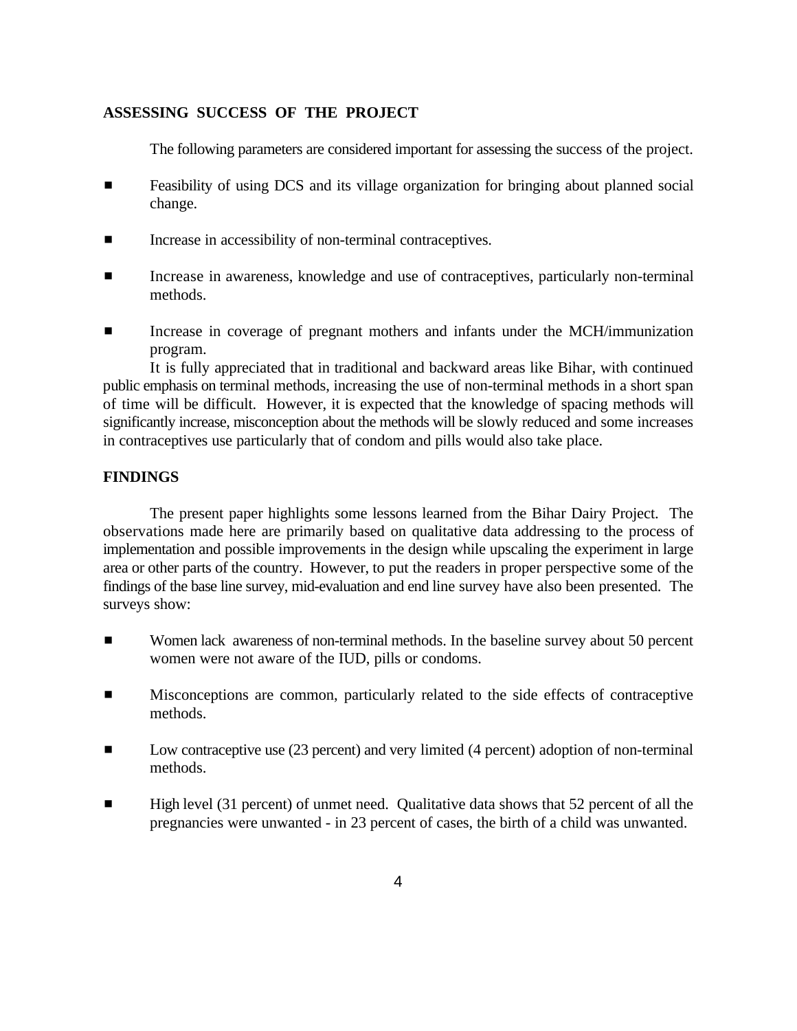## ASSESSING SUCCESS OF THE PROJECT

The following parameters are considered important for assessing the success of the project.

- Feasibility of using DCS and its village organization for bringing about planned social change.
- Increase in accessibility of non-terminal contraceptives.
- Increase in awareness, knowledge and use of contraceptives, particularly non-terminal methods.
- Increase in coverage of pregnant mothers and infants under the MCH/immunization program.

It is fully appreciated that in traditional and backward areas like Bihar, with continued public emphasis on terminal methods, increasing the use of non-terminal methods in a short span of time will be difficult. However, it is expected that the knowledge of spacing methods will significantly increase, misconception about the methods will be slowly reduced and some increases in contraceptives use particularly that of condom and pills would also take place.

## FINDINGS

The present paper highlights some lessons learned from the Bihar Dairy Project. The observations made here are primarily based on qualitative data addressing to the process of implementation and possible improvements in the design while upscaling the experiment in large area or other parts of the country. However, to put the readers in proper perspective some of the findings of the base line survey, mid-evaluation and end line survey have also been presented. The surveys show:

- Women lack awareness of non-terminal methods. In the baseline survey about 50 percent women were not aware of the IUD, pills or condoms.
- Misconceptions are common, particularly related to the side effects of contraceptive methods.
- Low contraceptive use (23 percent) and very limited (4 percent) adoption of non-terminal methods.
- High level (31 percent) of unmet need. Qualitative data shows that 52 percent of all the pregnancies were unwanted - in 23 percent of cases, the birth of a child was unwanted.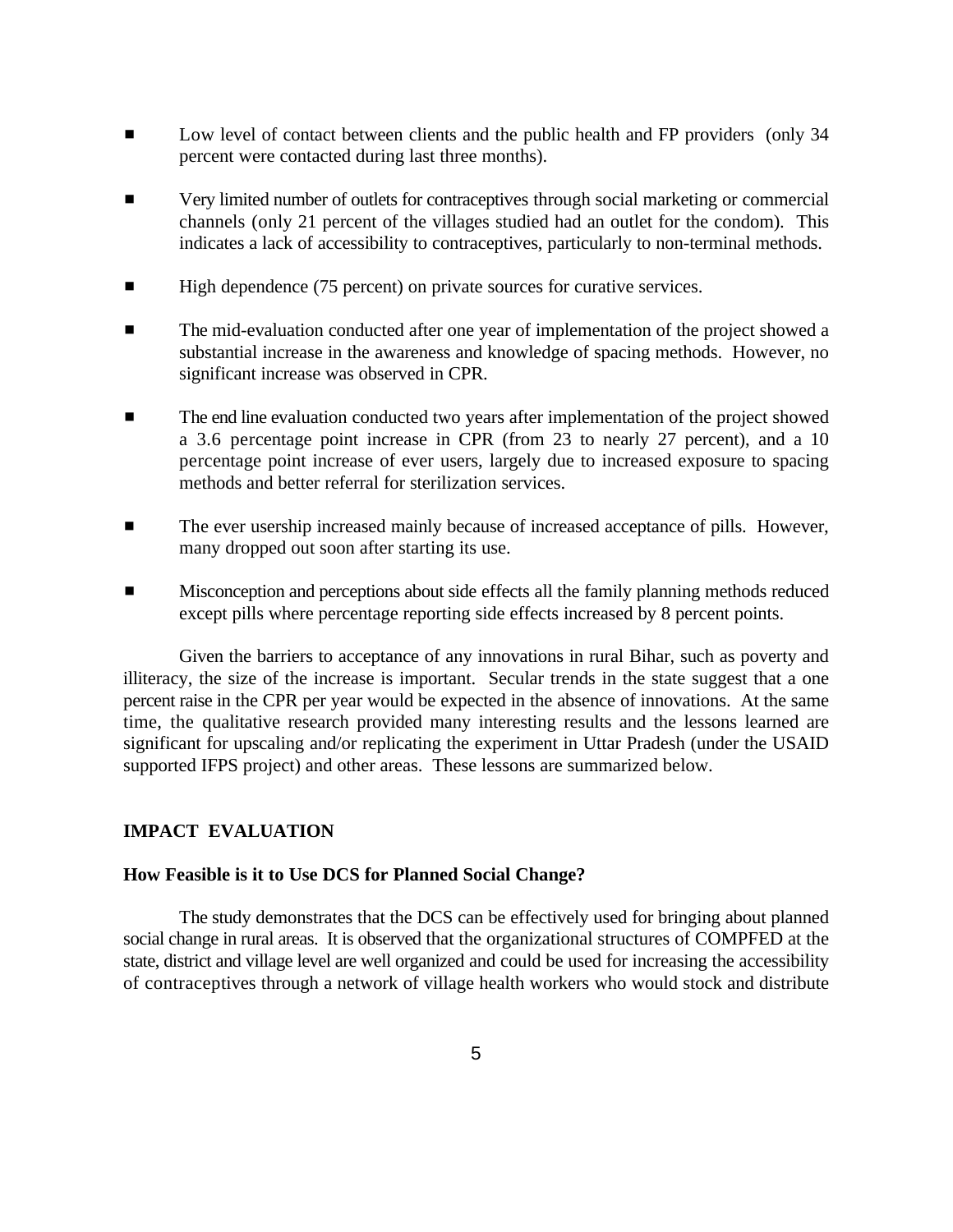- Low level of contact between clients and the public health and FP providers (only 34 percent were contacted during last three months).

- Very limited number of outlets for contraceptives through social marketing or commercial channels (only 21 percent of the villages studied had an outlet for the condom). This indicates a lack of accessibility to contraceptives, particularly to non-terminal methods.

- High dependence (75 percent) on private sources for curative services.

- The mid-evaluation conducted after one year of implementation of the project showed a substantial increase in the awareness and knowledge of spacing methods. However, no significant increase was observed in CPR.

- The end line evaluation conducted two years after implementation of the project showed a 3.6 percentage point increase in CPR (from 23 to nearly 27 percent), and a 10 percentage point increase of ever users, largely due to increased exposure to spacing methods and better referral for sterilization services.

- The ever usership increased mainly because of increased acceptance of pills. However, many dropped out soon after starting its use.

- Misconception and perceptions about side effects all the family planning methods reduced except pills where percentage reporting side effects increased by 8 percent points.

Given the barriers to acceptance of any innovations in rural Bihar, such as poverty and illiteracy, the size of the increase is important. Secular trends in the state suggest that a one percent raise in the CPR per year would be expected in the absence of innovations. At the same time, the qualitative research provided many interesting results and the lessons learned are significant for upscaling and/or replicating the experiment in Uttar Pradesh (under the USAID supported IFPS project) and other areas. These lessons are summarized below.

## IMPACT EVALUATION

### How Feasible is it to Use DCS for Planned Social Change?

The study demonstrates that the DCS can be effectively used for bringing about planned social change in rural areas. It is observed that the organizational structures of COMPFED at the state, district and village level are well organized and could be used for increasing the accessibility of contraceptives through a network of village health workers who would stock and distribute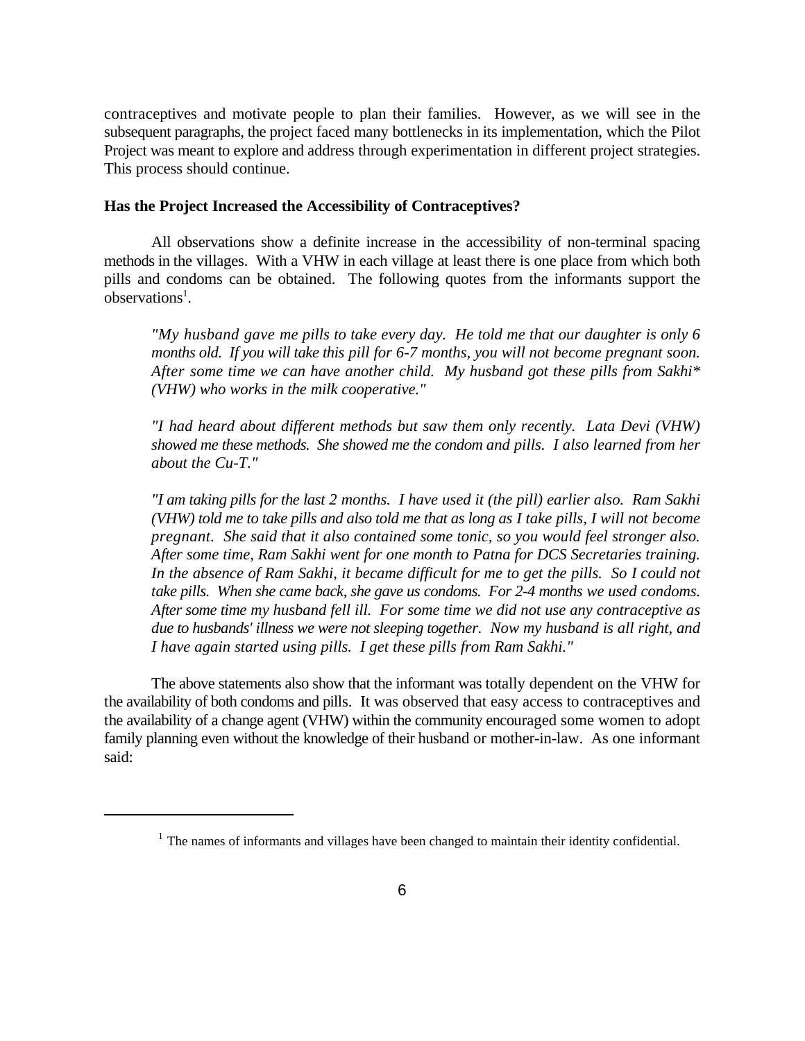contraceptives and motivate people to plan their families. However, as we will see in the subsequent paragraphs, the project faced many bottlenecks in its implementation, which the Pilot Project was meant to explore and address through experimentation in different project strategies. This process should continue.

### Has the Project Increased the Accessibility of Contraceptives?

All observations show a definite increase in the accessibility of non-terminal spacing methods in the villages. With a VHW in each village at least there is one place from which both pills and condoms can be obtained. The following quotes from the informants support the observations[1].

> *"My husband gave me pills to take every day. He told me that our daughter is only 6 months old. If you will take this pill for 6-7 months, you will not become pregnant soon. After some time we can have another child. My husband got these pills from Sakhi* (VHW) who works in the milk cooperative."*

> *"I had heard about different methods but saw them only recently. Lata Devi (VHW) showed me these methods. She showed me the condom and pills. I also learned from her about the Cu-T."*

> *"I am taking pills for the last 2 months. I have used it (the pill) earlier also. Ram Sakhi (VHW) told me to take pills and also told me that as long as I take pills, I will not become pregnant. She said that it also contained some tonic, so you would feel stronger also. After some time, Ram Sakhi went for one month to Patna for DCS Secretaries training. In the absence of Ram Sakhi, it became difficult for me to get the pills. So I could not take pills. When she came back, she gave us condoms. For 2-4 months we used condoms. After some time my husband fell ill. For some time we did not use any contraceptive as due to husbands' illness we were not sleeping together. Now my husband is all right, and I have again started using pills. I get these pills from Ram Sakhi."*

The above statements also show that the informant was totally dependent on the VHW for the availability of both condoms and pills. It was observed that easy access to contraceptives and the availability of a change agent (VHW) within the community encouraged some women to adopt family planning even without the knowledge of their husband or mother-in-law. As one informant said:

---

[1] The names of informants and villages have been changed to maintain their identity confidential.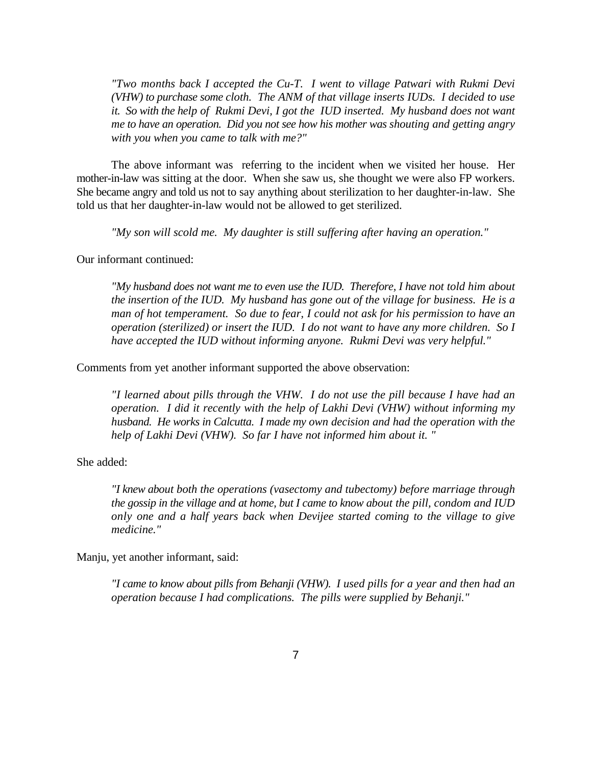> *"Two months back I accepted the Cu-T. I went to village Patwari with Rukmi Devi (VHW) to purchase some cloth. The ANM of that village inserts IUDs. I decided to use it. So with the help of Rukmi Devi, I got the IUD inserted. My husband does not want me to have an operation. Did you not see how his mother was shouting and getting angry with you when you came to talk with me?"*

The above informant was referring to the incident when we visited her house. Her mother-in-law was sitting at the door. When she saw us, she thought we were also FP workers. She became angry and told us not to say anything about sterilization to her daughter-in-law. She told us that her daughter-in-law would not be allowed to get sterilized.

> *"My son will scold me. My daughter is still suffering after having an operation."*

Our informant continued:

> *"My husband does not want me to even use the IUD. Therefore, I have not told him about the insertion of the IUD. My husband has gone out of the village for business. He is a man of hot temperament. So due to fear, I could not ask for his permission to have an operation (sterilized) or insert the IUD. I do not want to have any more children. So I have accepted the IUD without informing anyone. Rukmi Devi was very helpful."*

Comments from yet another informant supported the above observation:

> *"I learned about pills through the VHW. I do not use the pill because I have had an operation. I did it recently with the help of Lakhi Devi (VHW) without informing my husband. He works in Calcutta. I made my own decision and had the operation with the help of Lakhi Devi (VHW). So far I have not informed him about it. "*

She added:

> *"I knew about both the operations (vasectomy and tubectomy) before marriage through the gossip in the village and at home, but I came to know about the pill, condom and IUD only one and a half years back when Devijee started coming to the village to give medicine."*

Manju, yet another informant, said:

> *"I came to know about pills from Behanji (VHW). I used pills for a year and then had an operation because I had complications. The pills were supplied by Behanji."*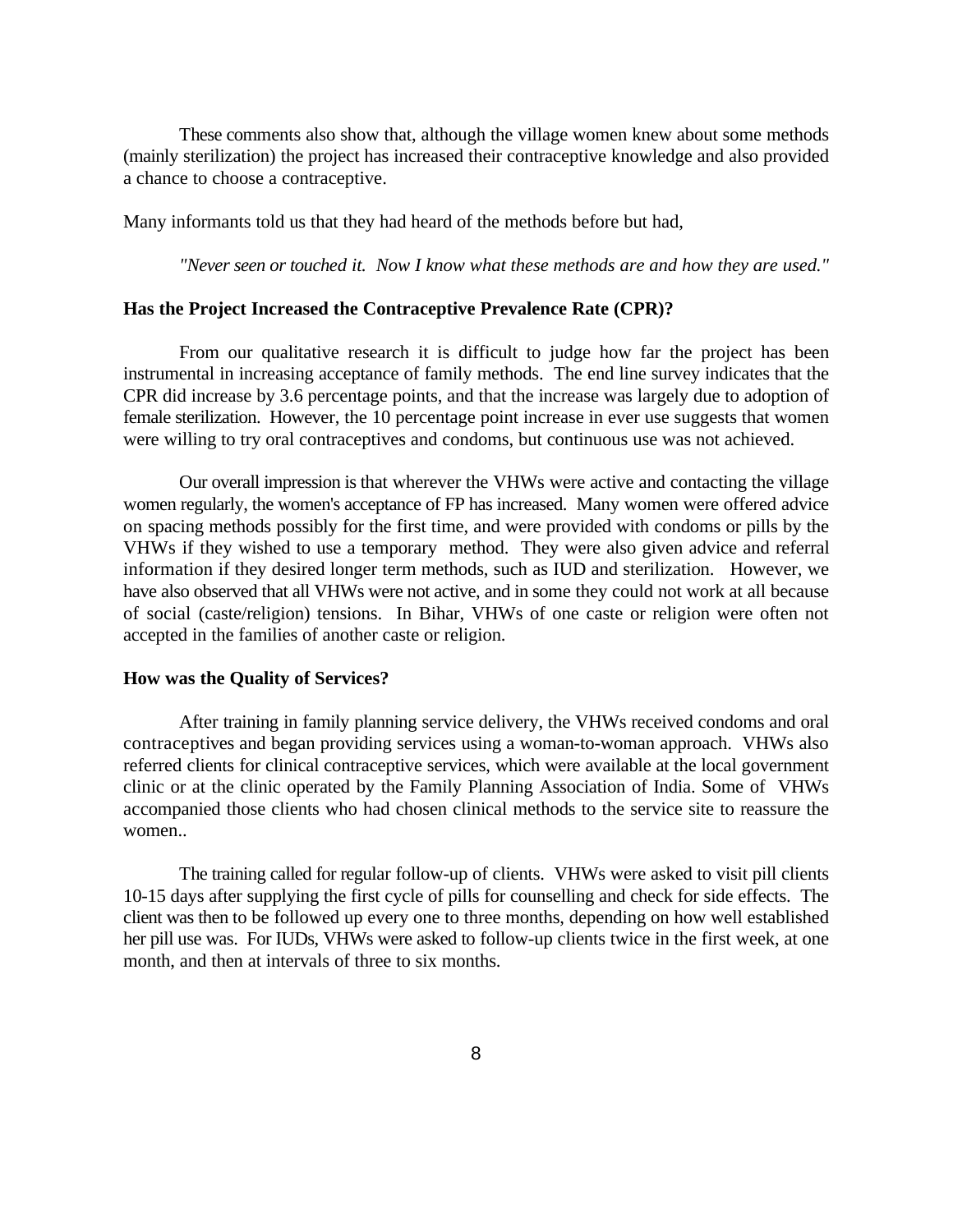These comments also show that, although the village women knew about some methods (mainly sterilization) the project has increased their contraceptive knowledge and also provided a chance to choose a contraceptive.

Many informants told us that they had heard of the methods before but had,

*"Never seen or touched it. Now I know what these methods are and how they are used."*

### Has the Project Increased the Contraceptive Prevalence Rate (CPR)?

From our qualitative research it is difficult to judge how far the project has been instrumental in increasing acceptance of family methods. The end line survey indicates that the CPR did increase by 3.6 percentage points, and that the increase was largely due to adoption of female sterilization. However, the 10 percentage point increase in ever use suggests that women were willing to try oral contraceptives and condoms, but continuous use was not achieved.

Our overall impression is that wherever the VHWs were active and contacting the village women regularly, the women's acceptance of FP has increased. Many women were offered advice on spacing methods possibly for the first time, and were provided with condoms or pills by the VHWs if they wished to use a temporary method. They were also given advice and referral information if they desired longer term methods, such as IUD and sterilization. However, we have also observed that all VHWs were not active, and in some they could not work at all because of social (caste/religion) tensions. In Bihar, VHWs of one caste or religion were often not accepted in the families of another caste or religion.

### How was the Quality of Services?

After training in family planning service delivery, the VHWs received condoms and oral contraceptives and began providing services using a woman-to-woman approach. VHWs also referred clients for clinical contraceptive services, which were available at the local government clinic or at the clinic operated by the Family Planning Association of India. Some of VHWs accompanied those clients who had chosen clinical methods to the service site to reassure the women..

The training called for regular follow-up of clients. VHWs were asked to visit pill clients 10-15 days after supplying the first cycle of pills for counselling and check for side effects. The client was then to be followed up every one to three months, depending on how well established her pill use was. For IUDs, VHWs were asked to follow-up clients twice in the first week, at one month, and then at intervals of three to six months.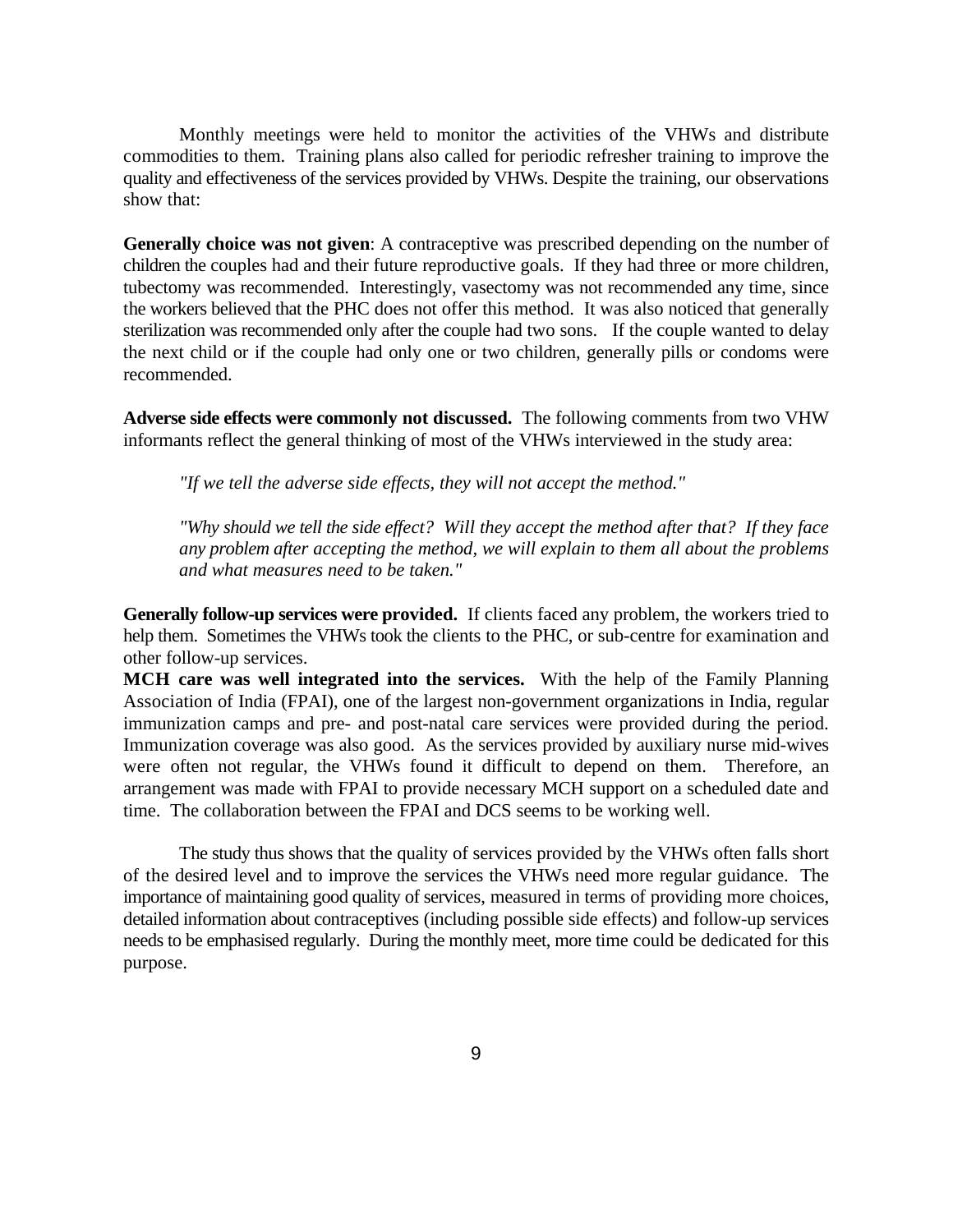Monthly meetings were held to monitor the activities of the VHWs and distribute commodities to them. Training plans also called for periodic refresher training to improve the quality and effectiveness of the services provided by VHWs. Despite the training, our observations show that:

**Generally choice was not given**: A contraceptive was prescribed depending on the number of children the couples had and their future reproductive goals. If they had three or more children, tubectomy was recommended. Interestingly, vasectomy was not recommended any time, since the workers believed that the PHC does not offer this method. It was also noticed that generally sterilization was recommended only after the couple had two sons. If the couple wanted to delay the next child or if the couple had only one or two children, generally pills or condoms were recommended.

**Adverse side effects were commonly not discussed.** The following comments from two VHW informants reflect the general thinking of most of the VHWs interviewed in the study area:

> *"If we tell the adverse side effects, they will not accept the method."*
>
> *"Why should we tell the side effect? Will they accept the method after that? If they face any problem after accepting the method, we will explain to them all about the problems and what measures need to be taken."*

**Generally follow-up services were provided.** If clients faced any problem, the workers tried to help them. Sometimes the VHWs took the clients to the PHC, or sub-centre for examination and other follow-up services.

**MCH care was well integrated into the services.** With the help of the Family Planning Association of India (FPAI), one of the largest non-government organizations in India, regular immunization camps and pre- and post-natal care services were provided during the period. Immunization coverage was also good. As the services provided by auxiliary nurse mid-wives were often not regular, the VHWs found it difficult to depend on them. Therefore, an arrangement was made with FPAI to provide necessary MCH support on a scheduled date and time. The collaboration between the FPAI and DCS seems to be working well.

The study thus shows that the quality of services provided by the VHWs often falls short of the desired level and to improve the services the VHWs need more regular guidance. The importance of maintaining good quality of services, measured in terms of providing more choices, detailed information about contraceptives (including possible side effects) and follow-up services needs to be emphasised regularly. During the monthly meet, more time could be dedicated for this purpose.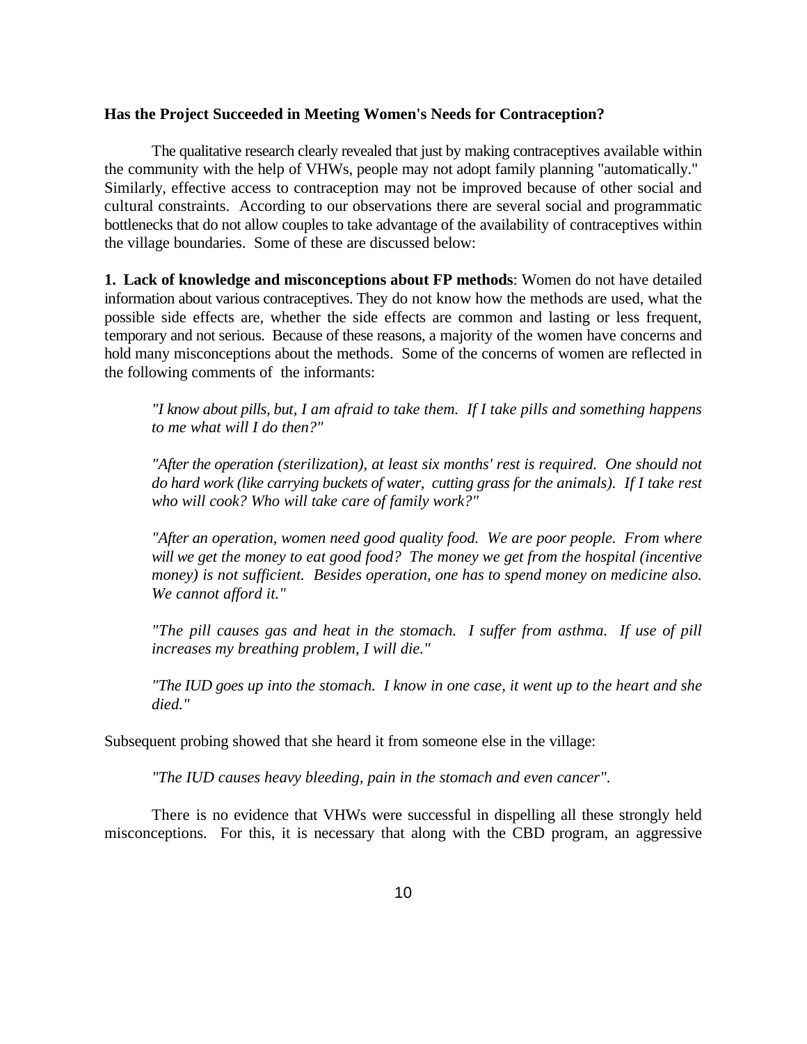**Has the Project Succeeded in Meeting Women's Needs for Contraception?**

The qualitative research clearly revealed that just by making contraceptives available within the community with the help of VHWs, people may not adopt family planning "automatically." Similarly, effective access to contraception may not be improved because of other social and cultural constraints. According to our observations there are several social and programmatic bottlenecks that do not allow couples to take advantage of the availability of contraceptives within the village boundaries. Some of these are discussed below:

**1. Lack of knowledge and misconceptions about FP methods**: Women do not have detailed information about various contraceptives. They do not know how the methods are used, what the possible side effects are, whether the side effects are common and lasting or less frequent, temporary and not serious. Because of these reasons, a majority of the women have concerns and hold many misconceptions about the methods. Some of the concerns of women are reflected in the following comments of the informants:

> *"I know about pills, but, I am afraid to take them. If I take pills and something happens to me what will I do then?"*
>
> *"After the operation (sterilization), at least six months' rest is required. One should not do hard work (like carrying buckets of water, cutting grass for the animals). If I take rest who will cook? Who will take care of family work?"*
>
> *"After an operation, women need good quality food. We are poor people. From where will we get the money to eat good food? The money we get from the hospital (incentive money) is not sufficient. Besides operation, one has to spend money on medicine also. We cannot afford it."*
>
> *"The pill causes gas and heat in the stomach. I suffer from asthma. If use of pill increases my breathing problem, I will die."*
>
> *"The IUD goes up into the stomach. I know in one case, it went up to the heart and she died."*

Subsequent probing showed that she heard it from someone else in the village:

> *"The IUD causes heavy bleeding, pain in the stomach and even cancer".*

There is no evidence that VHWs were successful in dispelling all these strongly held misconceptions. For this, it is necessary that along with the CBD program, an aggressive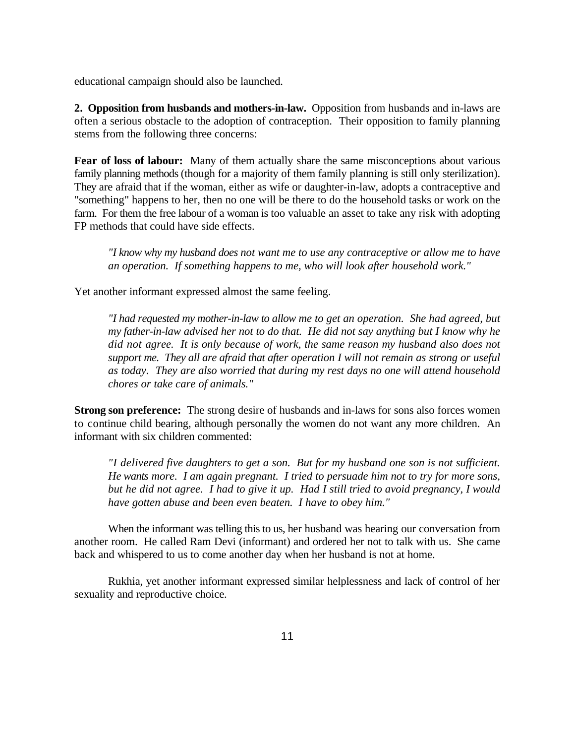educational campaign should also be launched.

**2. Opposition from husbands and mothers-in-law.** Opposition from husbands and in-laws are often a serious obstacle to the adoption of contraception. Their opposition to family planning stems from the following three concerns:

**Fear of loss of labour:** Many of them actually share the same misconceptions about various family planning methods (though for a majority of them family planning is still only sterilization). They are afraid that if the woman, either as wife or daughter-in-law, adopts a contraceptive and "something" happens to her, then no one will be there to do the household tasks or work on the farm. For them the free labour of a woman is too valuable an asset to take any risk with adopting FP methods that could have side effects.

> *"I know why my husband does not want me to use any contraceptive or allow me to have an operation. If something happens to me, who will look after household work."*

Yet another informant expressed almost the same feeling.

> *"I had requested my mother-in-law to allow me to get an operation. She had agreed, but my father-in-law advised her not to do that. He did not say anything but I know why he did not agree. It is only because of work, the same reason my husband also does not support me. They all are afraid that after operation I will not remain as strong or useful as today. They are also worried that during my rest days no one will attend household chores or take care of animals."*

**Strong son preference:** The strong desire of husbands and in-laws for sons also forces women to continue child bearing, although personally the women do not want any more children. An informant with six children commented:

> *"I delivered five daughters to get a son. But for my husband one son is not sufficient. He wants more. I am again pregnant. I tried to persuade him not to try for more sons, but he did not agree. I had to give it up. Had I still tried to avoid pregnancy, I would have gotten abuse and been even beaten. I have to obey him."*

When the informant was telling this to us, her husband was hearing our conversation from another room. He called Ram Devi (informant) and ordered her not to talk with us. She came back and whispered to us to come another day when her husband is not at home.

Rukhia, yet another informant expressed similar helplessness and lack of control of her sexuality and reproductive choice.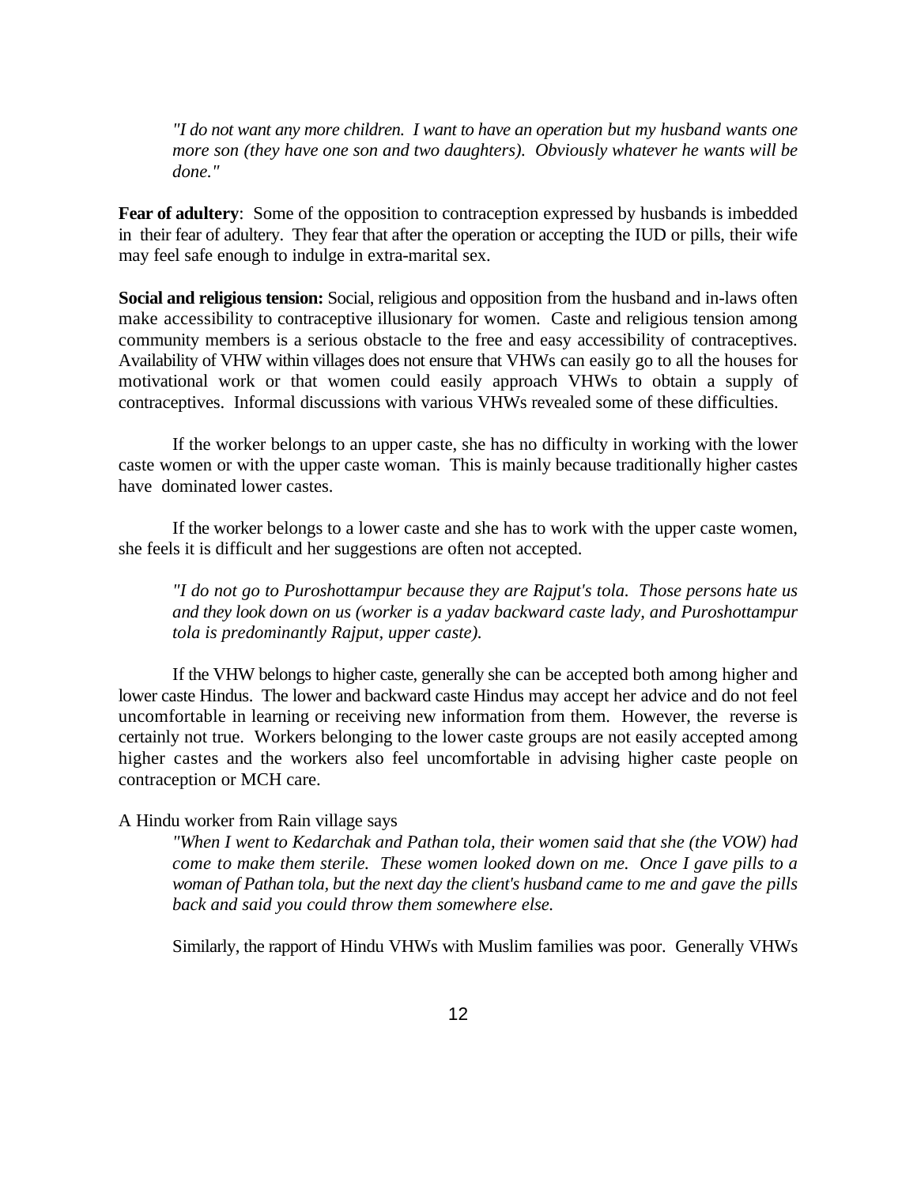*"I do not want any more children. I want to have an operation but my husband wants one more son (they have one son and two daughters). Obviously whatever he wants will be done."*

**Fear of adultery**: Some of the opposition to contraception expressed by husbands is imbedded in their fear of adultery. They fear that after the operation or accepting the IUD or pills, their wife may feel safe enough to indulge in extra-marital sex.

**Social and religious tension:** Social, religious and opposition from the husband and in-laws often make accessibility to contraceptive illusionary for women. Caste and religious tension among community members is a serious obstacle to the free and easy accessibility of contraceptives. Availability of VHW within villages does not ensure that VHWs can easily go to all the houses for motivational work or that women could easily approach VHWs to obtain a supply of contraceptives. Informal discussions with various VHWs revealed some of these difficulties.

If the worker belongs to an upper caste, she has no difficulty in working with the lower caste women or with the upper caste woman. This is mainly because traditionally higher castes have dominated lower castes.

If the worker belongs to a lower caste and she has to work with the upper caste women, she feels it is difficult and her suggestions are often not accepted.

*"I do not go to Puroshottampur because they are Rajput's tola. Those persons hate us and they look down on us (worker is a yadav backward caste lady, and Puroshottampur tola is predominantly Rajput, upper caste).*

If the VHW belongs to higher caste, generally she can be accepted both among higher and lower caste Hindus. The lower and backward caste Hindus may accept her advice and do not feel uncomfortable in learning or receiving new information from them. However, the reverse is certainly not true. Workers belonging to the lower caste groups are not easily accepted among higher castes and the workers also feel uncomfortable in advising higher caste people on contraception or MCH care.

A Hindu worker from Rain village says

*"When I went to Kedarchak and Pathan tola, their women said that she (the VOW) had come to make them sterile. These women looked down on me. Once I gave pills to a woman of Pathan tola, but the next day the client's husband came to me and gave the pills back and said you could throw them somewhere else.*

Similarly, the rapport of Hindu VHWs with Muslim families was poor. Generally VHWs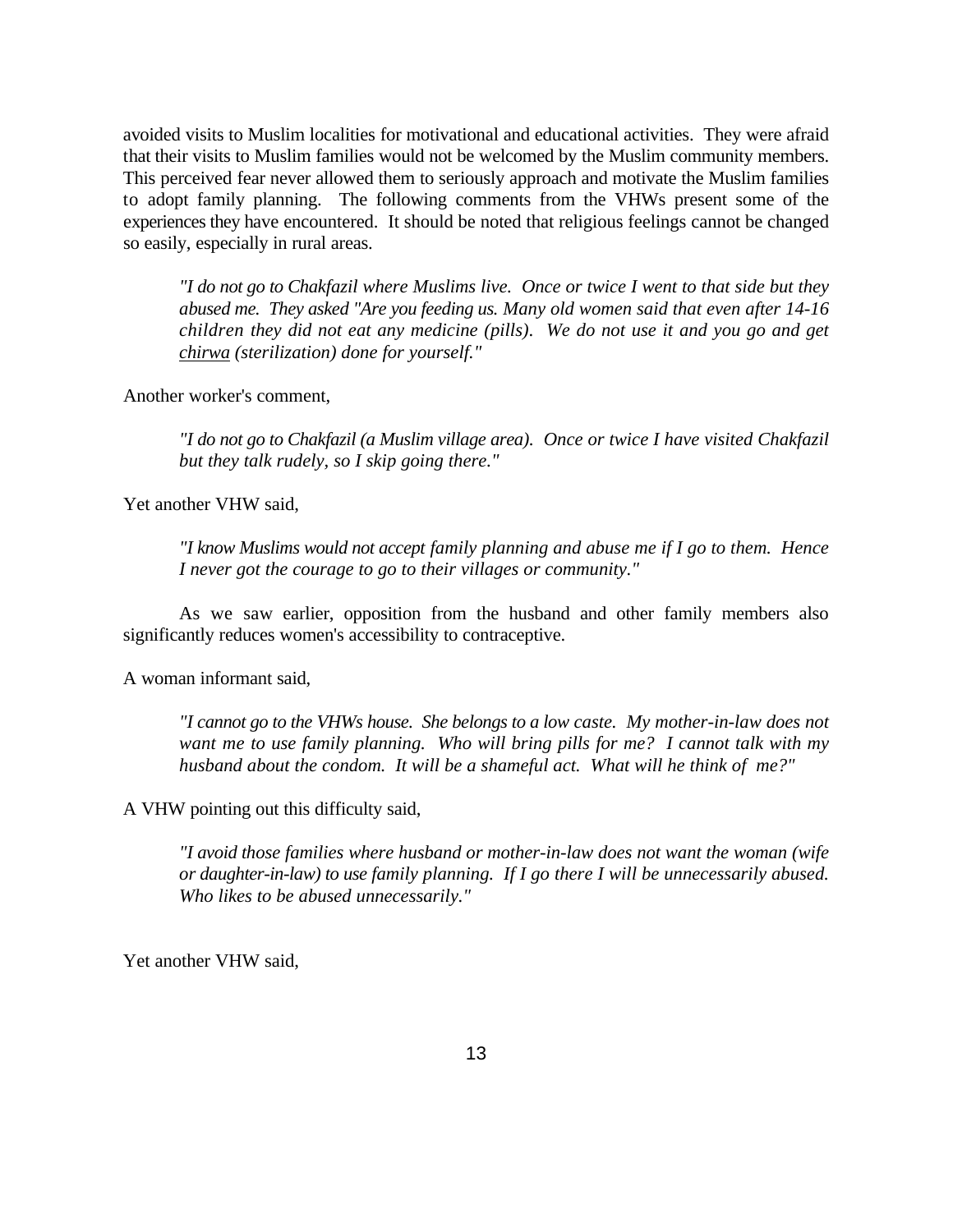avoided visits to Muslim localities for motivational and educational activities. They were afraid that their visits to Muslim families would not be welcomed by the Muslim community members. This perceived fear never allowed them to seriously approach and motivate the Muslim families to adopt family planning. The following comments from the VHWs present some of the experiences they have encountered. It should be noted that religious feelings cannot be changed so easily, especially in rural areas.

> *"I do not go to Chakfazil where Muslims live. Once or twice I went to that side but they abused me. They asked "Are you feeding us. Many old women said that even after 14-16 children they did not eat any medicine (pills). We do not use it and you go and get <u>chirwa</u> (sterilization) done for yourself."*

Another worker's comment,

> *"I do not go to Chakfazil (a Muslim village area). Once or twice I have visited Chakfazil but they talk rudely, so I skip going there."*

Yet another VHW said,

> *"I know Muslims would not accept family planning and abuse me if I go to them. Hence I never got the courage to go to their villages or community."*

As we saw earlier, opposition from the husband and other family members also significantly reduces women's accessibility to contraceptive.

A woman informant said,

> *"I cannot go to the VHWs house. She belongs to a low caste. My mother-in-law does not want me to use family planning. Who will bring pills for me? I cannot talk with my husband about the condom. It will be a shameful act. What will he think of me?"*

A VHW pointing out this difficulty said,

> *"I avoid those families where husband or mother-in-law does not want the woman (wife or daughter-in-law) to use family planning. If I go there I will be unnecessarily abused. Who likes to be abused unnecessarily."*

Yet another VHW said,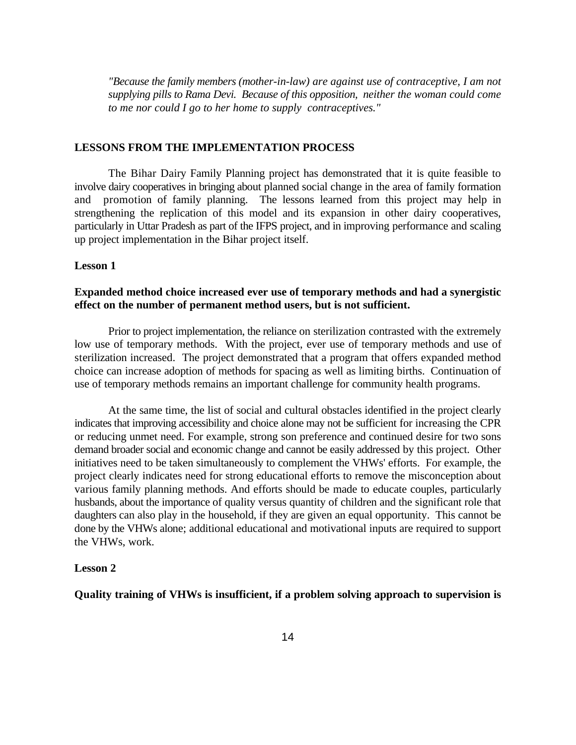*"Because the family members (mother-in-law) are against use of contraceptive, I am not supplying pills to Rama Devi. Because of this opposition, neither the woman could come to me nor could I go to her home to supply contraceptives."*

## LESSONS FROM THE IMPLEMENTATION PROCESS

The Bihar Dairy Family Planning project has demonstrated that it is quite feasible to involve dairy cooperatives in bringing about planned social change in the area of family formation and promotion of family planning. The lessons learned from this project may help in strengthening the replication of this model and its expansion in other dairy cooperatives, particularly in Uttar Pradesh as part of the IFPS project, and in improving performance and scaling up project implementation in the Bihar project itself.

### Lesson 1

**Expanded method choice increased ever use of temporary methods and had a synergistic effect on the number of permanent method users, but is not sufficient.**

Prior to project implementation, the reliance on sterilization contrasted with the extremely low use of temporary methods. With the project, ever use of temporary methods and use of sterilization increased. The project demonstrated that a program that offers expanded method choice can increase adoption of methods for spacing as well as limiting births. Continuation of use of temporary methods remains an important challenge for community health programs.

At the same time, the list of social and cultural obstacles identified in the project clearly indicates that improving accessibility and choice alone may not be sufficient for increasing the CPR or reducing unmet need. For example, strong son preference and continued desire for two sons demand broader social and economic change and cannot be easily addressed by this project. Other initiatives need to be taken simultaneously to complement the VHWs' efforts. For example, the project clearly indicates need for strong educational efforts to remove the misconception about various family planning methods. And efforts should be made to educate couples, particularly husbands, about the importance of quality versus quantity of children and the significant role that daughters can also play in the household, if they are given an equal opportunity. This cannot be done by the VHWs alone; additional educational and motivational inputs are required to support the VHWs, work.

### Lesson 2

**Quality training of VHWs is insufficient, if a problem solving approach to supervision is**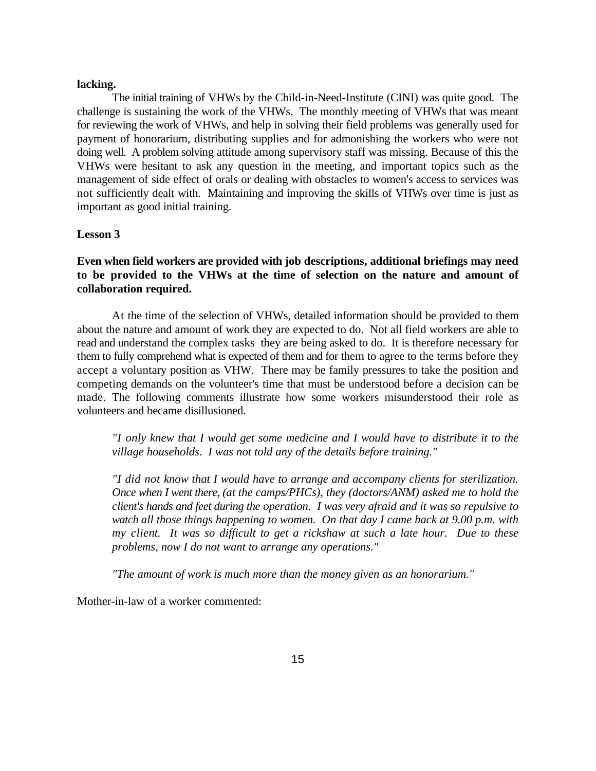**lacking.**

The initial training of VHWs by the Child-in-Need-Institute (CINI) was quite good. The challenge is sustaining the work of the VHWs. The monthly meeting of VHWs that was meant for reviewing the work of VHWs, and help in solving their field problems was generally used for payment of honorarium, distributing supplies and for admonishing the workers who were not doing well. A problem solving attitude among supervisory staff was missing. Because of this the VHWs were hesitant to ask any question in the meeting, and important topics such as the management of side effect of orals or dealing with obstacles to women's access to services was not sufficiently dealt with. Maintaining and improving the skills of VHWs over time is just as important as good initial training.

**Lesson 3**

**Even when field workers are provided with job descriptions, additional briefings may need to be provided to the VHWs at the time of selection on the nature and amount of collaboration required.**

At the time of the selection of VHWs, detailed information should be provided to them about the nature and amount of work they are expected to do. Not all field workers are able to read and understand the complex tasks they are being asked to do. It is therefore necessary for them to fully comprehend what is expected of them and for them to agree to the terms before they accept a voluntary position as VHW. There may be family pressures to take the position and competing demands on the volunteer's time that must be understood before a decision can be made. The following comments illustrate how some workers misunderstood their role as volunteers and became disillusioned.

> *"I only knew that I would get some medicine and I would have to distribute it to the village households. I was not told any of the details before training."*
>
> *"I did not know that I would have to arrange and accompany clients for sterilization. Once when I went there, (at the camps/PHCs), they (doctors/ANM) asked me to hold the client's hands and feet during the operation. I was very afraid and it was so repulsive to watch all those things happening to women. On that day I came back at 9.00 p.m. with my client. It was so difficult to get a rickshaw at such a late hour. Due to these problems, now I do not want to arrange any operations."*
>
> *"The amount of work is much more than the money given as an honorarium."*

Mother-in-law of a worker commented: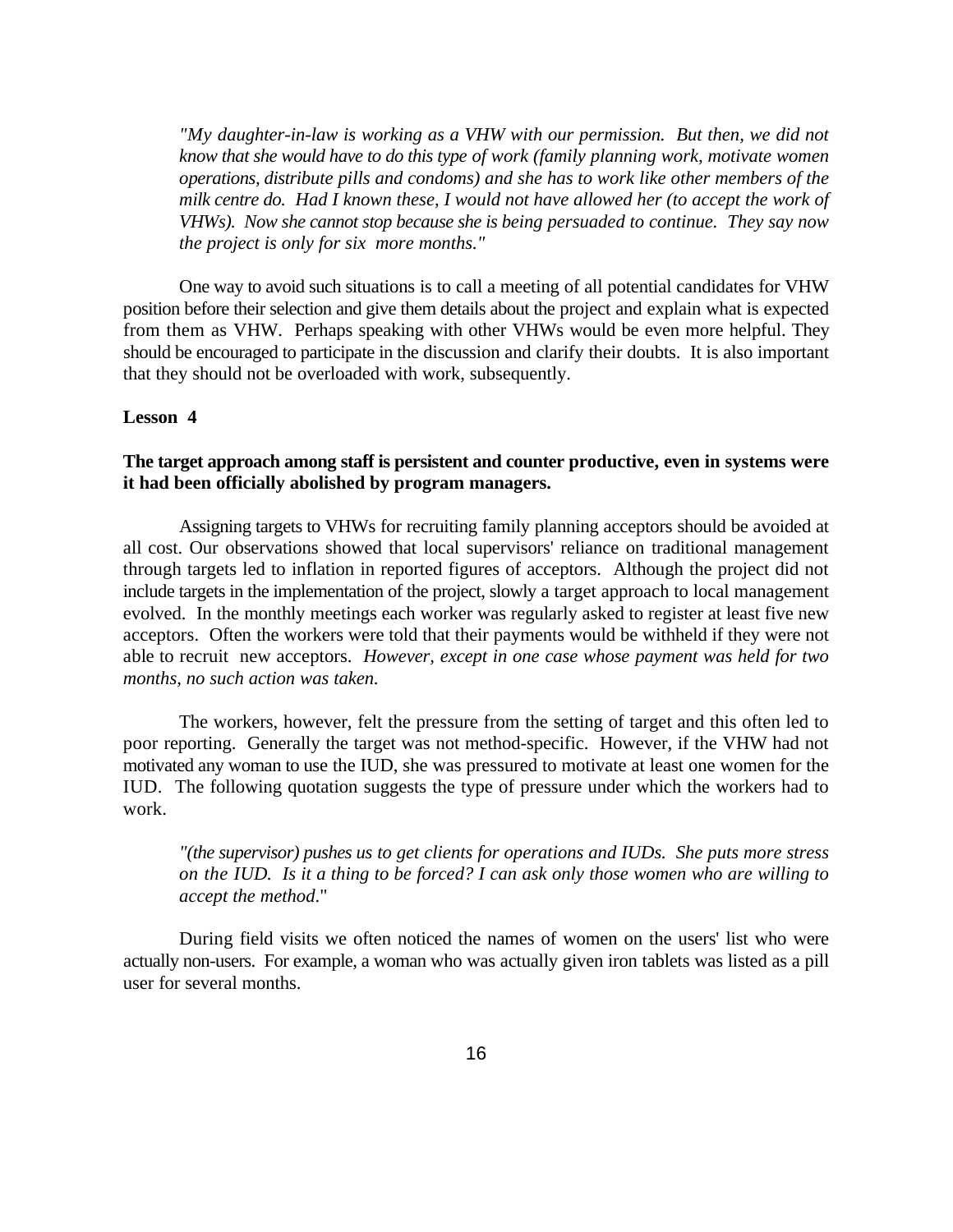> *"My daughter-in-law is working as a VHW with our permission. But then, we did not know that she would have to do this type of work (family planning work, motivate women operations, distribute pills and condoms) and she has to work like other members of the milk centre do. Had I known these, I would not have allowed her (to accept the work of VHWs). Now she cannot stop because she is being persuaded to continue. They say now the project is only for six more months."*

One way to avoid such situations is to call a meeting of all potential candidates for VHW position before their selection and give them details about the project and explain what is expected from them as VHW. Perhaps speaking with other VHWs would be even more helpful. They should be encouraged to participate in the discussion and clarify their doubts. It is also important that they should not be overloaded with work, subsequently.

**Lesson 4**

**The target approach among staff is persistent and counter productive, even in systems were it had been officially abolished by program managers.**

Assigning targets to VHWs for recruiting family planning acceptors should be avoided at all cost. Our observations showed that local supervisors' reliance on traditional management through targets led to inflation in reported figures of acceptors. Although the project did not include targets in the implementation of the project, slowly a target approach to local management evolved. In the monthly meetings each worker was regularly asked to register at least five new acceptors. Often the workers were told that their payments would be withheld if they were not able to recruit new acceptors. *However, except in one case whose payment was held for two months, no such action was taken.*

The workers, however, felt the pressure from the setting of target and this often led to poor reporting. Generally the target was not method-specific. However, if the VHW had not motivated any woman to use the IUD, she was pressured to motivate at least one women for the IUD. The following quotation suggests the type of pressure under which the workers had to work.

> *"(the supervisor) pushes us to get clients for operations and IUDs. She puts more stress on the IUD. Is it a thing to be forced? I can ask only those women who are willing to accept the method."*

During field visits we often noticed the names of women on the users' list who were actually non-users. For example, a woman who was actually given iron tablets was listed as a pill user for several months.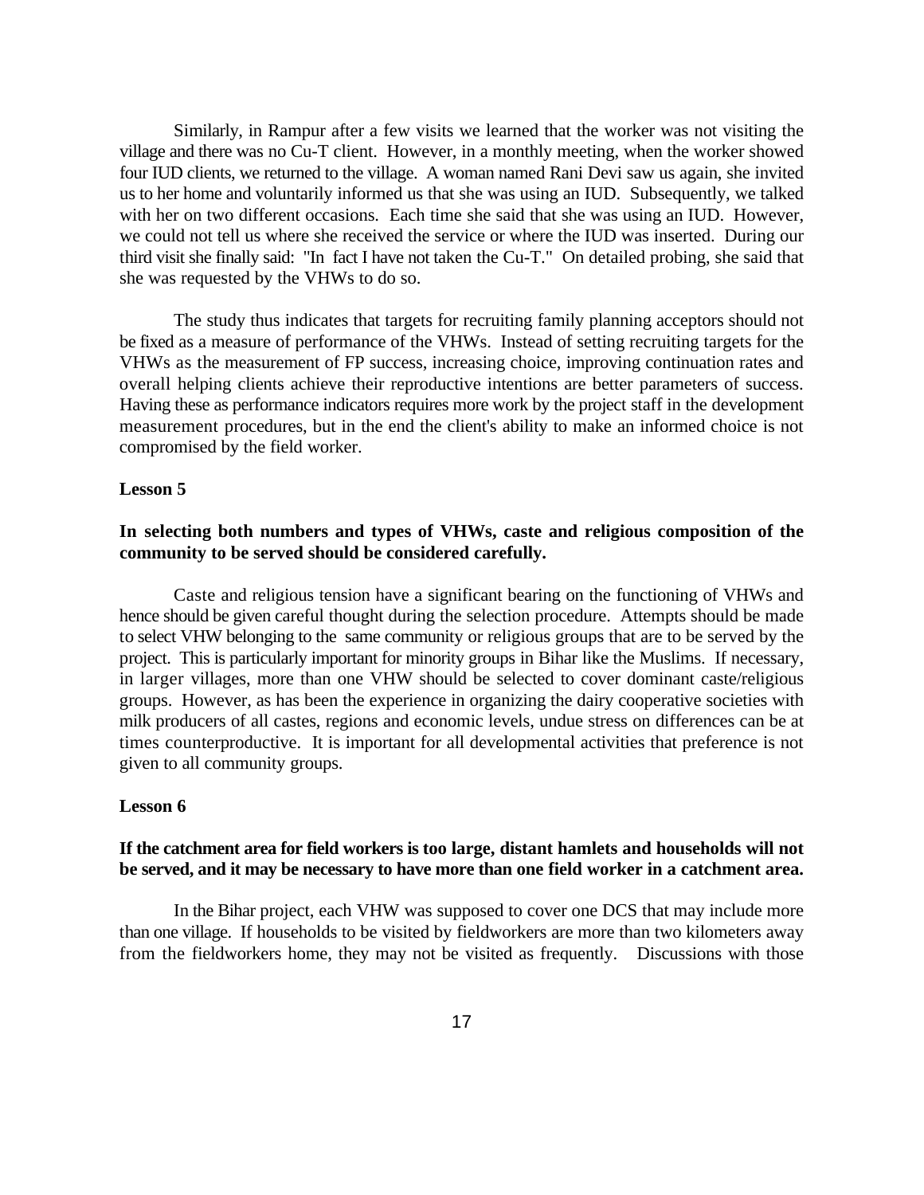Similarly, in Rampur after a few visits we learned that the worker was not visiting the village and there was no Cu-T client. However, in a monthly meeting, when the worker showed four IUD clients, we returned to the village. A woman named Rani Devi saw us again, she invited us to her home and voluntarily informed us that she was using an IUD. Subsequently, we talked with her on two different occasions. Each time she said that she was using an IUD. However, we could not tell us where she received the service or where the IUD was inserted. During our third visit she finally said: "In fact I have not taken the Cu-T." On detailed probing, she said that she was requested by the VHWs to do so.

The study thus indicates that targets for recruiting family planning acceptors should not be fixed as a measure of performance of the VHWs. Instead of setting recruiting targets for the VHWs as the measurement of FP success, increasing choice, improving continuation rates and overall helping clients achieve their reproductive intentions are better parameters of success. Having these as performance indicators requires more work by the project staff in the development measurement procedures, but in the end the client's ability to make an informed choice is not compromised by the field worker.

**Lesson 5**

**In selecting both numbers and types of VHWs, caste and religious composition of the community to be served should be considered carefully.**

Caste and religious tension have a significant bearing on the functioning of VHWs and hence should be given careful thought during the selection procedure. Attempts should be made to select VHW belonging to the same community or religious groups that are to be served by the project. This is particularly important for minority groups in Bihar like the Muslims. If necessary, in larger villages, more than one VHW should be selected to cover dominant caste/religious groups. However, as has been the experience in organizing the dairy cooperative societies with milk producers of all castes, regions and economic levels, undue stress on differences can be at times counterproductive. It is important for all developmental activities that preference is not given to all community groups.

**Lesson 6**

**If the catchment area for field workers is too large, distant hamlets and households will not be served, and it may be necessary to have more than one field worker in a catchment area.**

In the Bihar project, each VHW was supposed to cover one DCS that may include more than one village. If households to be visited by fieldworkers are more than two kilometers away from the fieldworkers home, they may not be visited as frequently. Discussions with those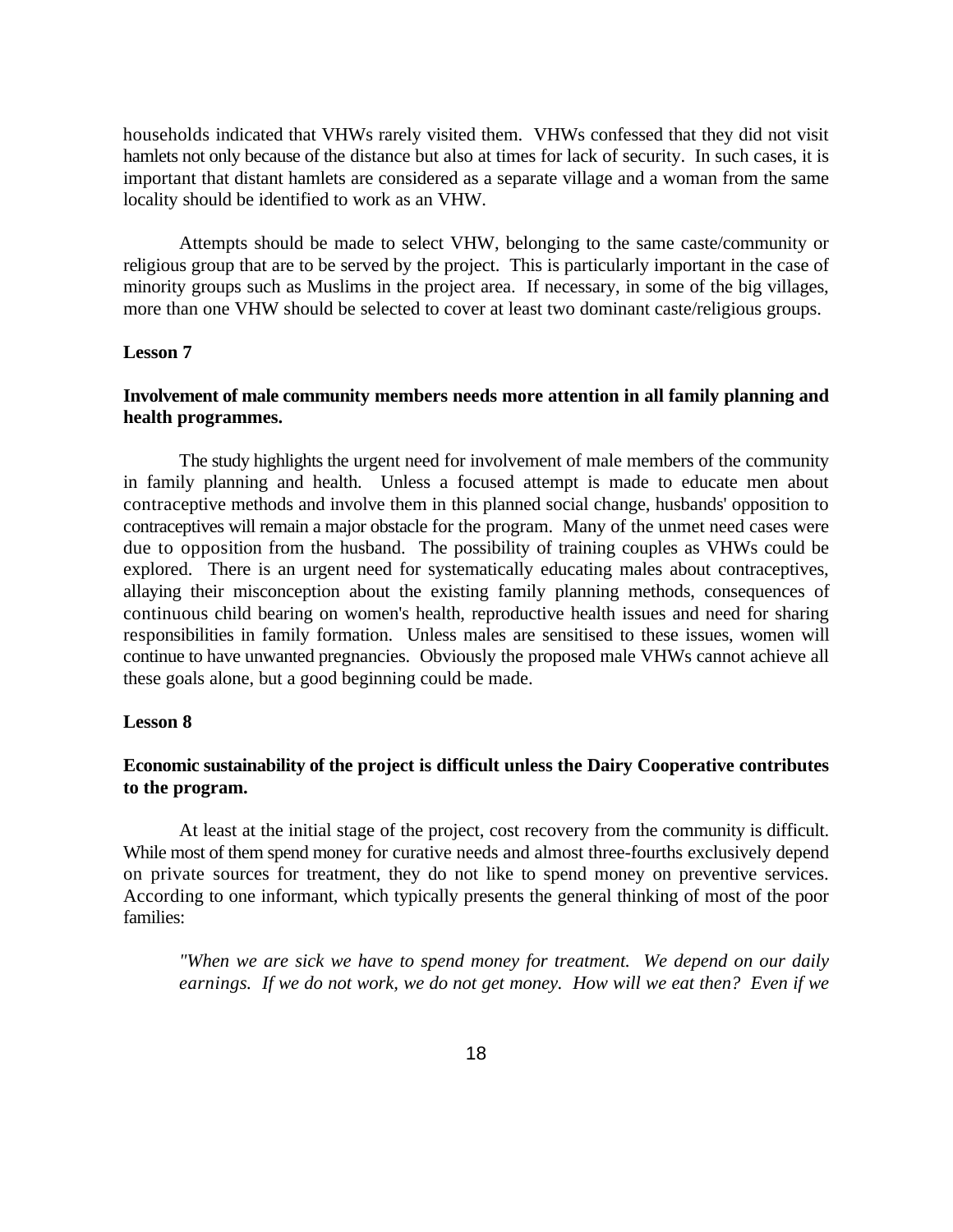households indicated that VHWs rarely visited them. VHWs confessed that they did not visit hamlets not only because of the distance but also at times for lack of security. In such cases, it is important that distant hamlets are considered as a separate village and a woman from the same locality should be identified to work as an VHW.

Attempts should be made to select VHW, belonging to the same caste/community or religious group that are to be served by the project. This is particularly important in the case of minority groups such as Muslims in the project area. If necessary, in some of the big villages, more than one VHW should be selected to cover at least two dominant caste/religious groups.

**Lesson 7**

**Involvement of male community members needs more attention in all family planning and health programmes.**

The study highlights the urgent need for involvement of male members of the community in family planning and health. Unless a focused attempt is made to educate men about contraceptive methods and involve them in this planned social change, husbands' opposition to contraceptives will remain a major obstacle for the program. Many of the unmet need cases were due to opposition from the husband. The possibility of training couples as VHWs could be explored. There is an urgent need for systematically educating males about contraceptives, allaying their misconception about the existing family planning methods, consequences of continuous child bearing on women's health, reproductive health issues and need for sharing responsibilities in family formation. Unless males are sensitised to these issues, women will continue to have unwanted pregnancies. Obviously the proposed male VHWs cannot achieve all these goals alone, but a good beginning could be made.

**Lesson 8**

**Economic sustainability of the project is difficult unless the Dairy Cooperative contributes to the program.**

At least at the initial stage of the project, cost recovery from the community is difficult. While most of them spend money for curative needs and almost three-fourths exclusively depend on private sources for treatment, they do not like to spend money on preventive services. According to one informant, which typically presents the general thinking of most of the poor families:

> *"When we are sick we have to spend money for treatment. We depend on our daily earnings. If we do not work, we do not get money. How will we eat then? Even if we*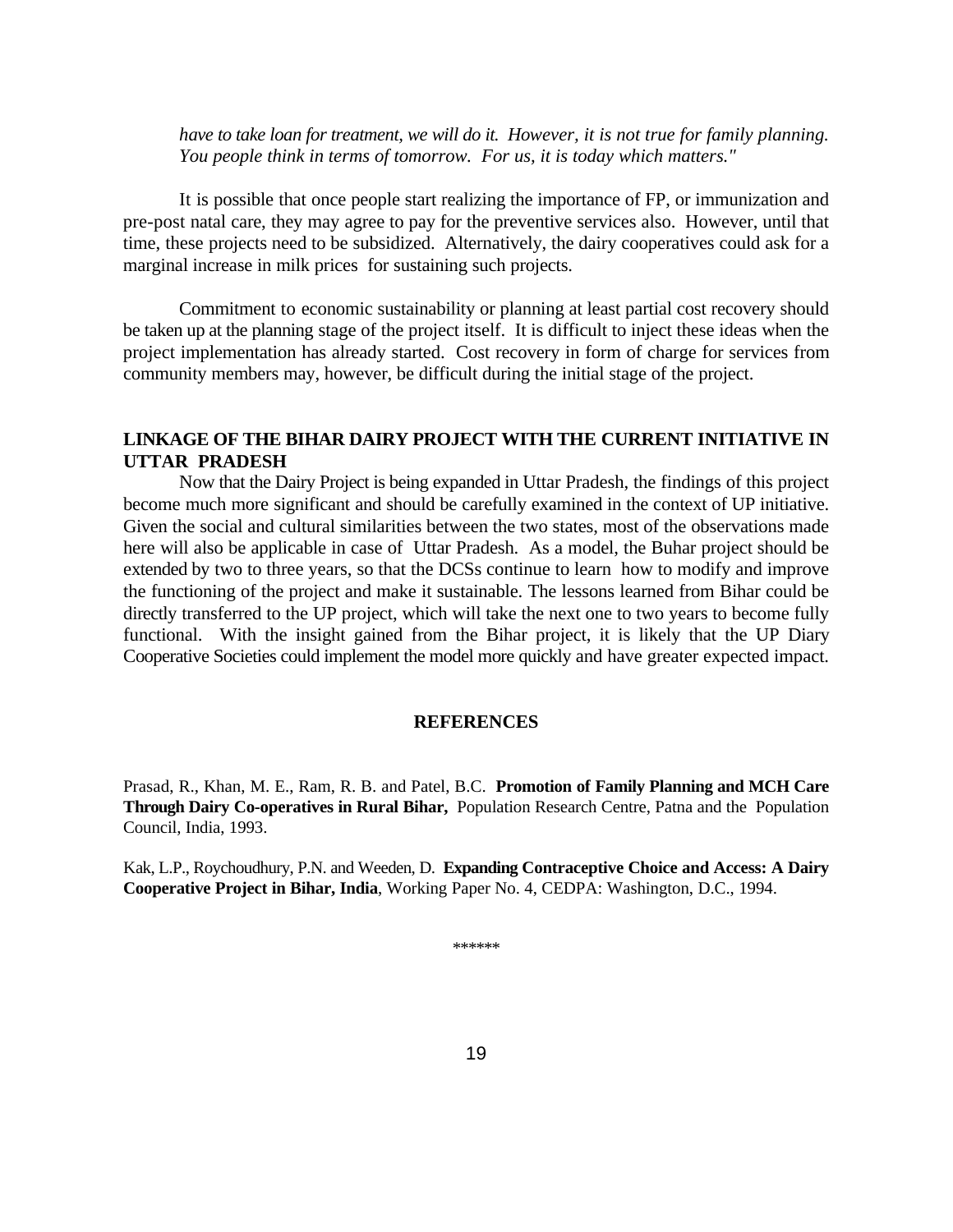*have to take loan for treatment, we will do it. However, it is not true for family planning. You people think in terms of tomorrow. For us, it is today which matters."*

It is possible that once people start realizing the importance of FP, or immunization and pre-post natal care, they may agree to pay for the preventive services also. However, until that time, these projects need to be subsidized. Alternatively, the dairy cooperatives could ask for a marginal increase in milk prices for sustaining such projects.

Commitment to economic sustainability or planning at least partial cost recovery should be taken up at the planning stage of the project itself. It is difficult to inject these ideas when the project implementation has already started. Cost recovery in form of charge for services from community members may, however, be difficult during the initial stage of the project.

## LINKAGE OF THE BIHAR DAIRY PROJECT WITH THE CURRENT INITIATIVE IN UTTAR PRADESH

Now that the Dairy Project is being expanded in Uttar Pradesh, the findings of this project become much more significant and should be carefully examined in the context of UP initiative. Given the social and cultural similarities between the two states, most of the observations made here will also be applicable in case of Uttar Pradesh. As a model, the Buhar project should be extended by two to three years, so that the DCSs continue to learn how to modify and improve the functioning of the project and make it sustainable. The lessons learned from Bihar could be directly transferred to the UP project, which will take the next one to two years to become fully functional. With the insight gained from the Bihar project, it is likely that the UP Diary Cooperative Societies could implement the model more quickly and have greater expected impact.

## REFERENCES

Prasad, R., Khan, M. E., Ram, R. B. and Patel, B.C. **Promotion of Family Planning and MCH Care Through Dairy Co-operatives in Rural Bihar,** Population Research Centre, Patna and the Population Council, India, 1993.

Kak, L.P., Roychoudhury, P.N. and Weeden, D. **Expanding Contraceptive Choice and Access: A Dairy Cooperative Project in Bihar, India**, Working Paper No. 4, CEDPA: Washington, D.C., 1994.

******